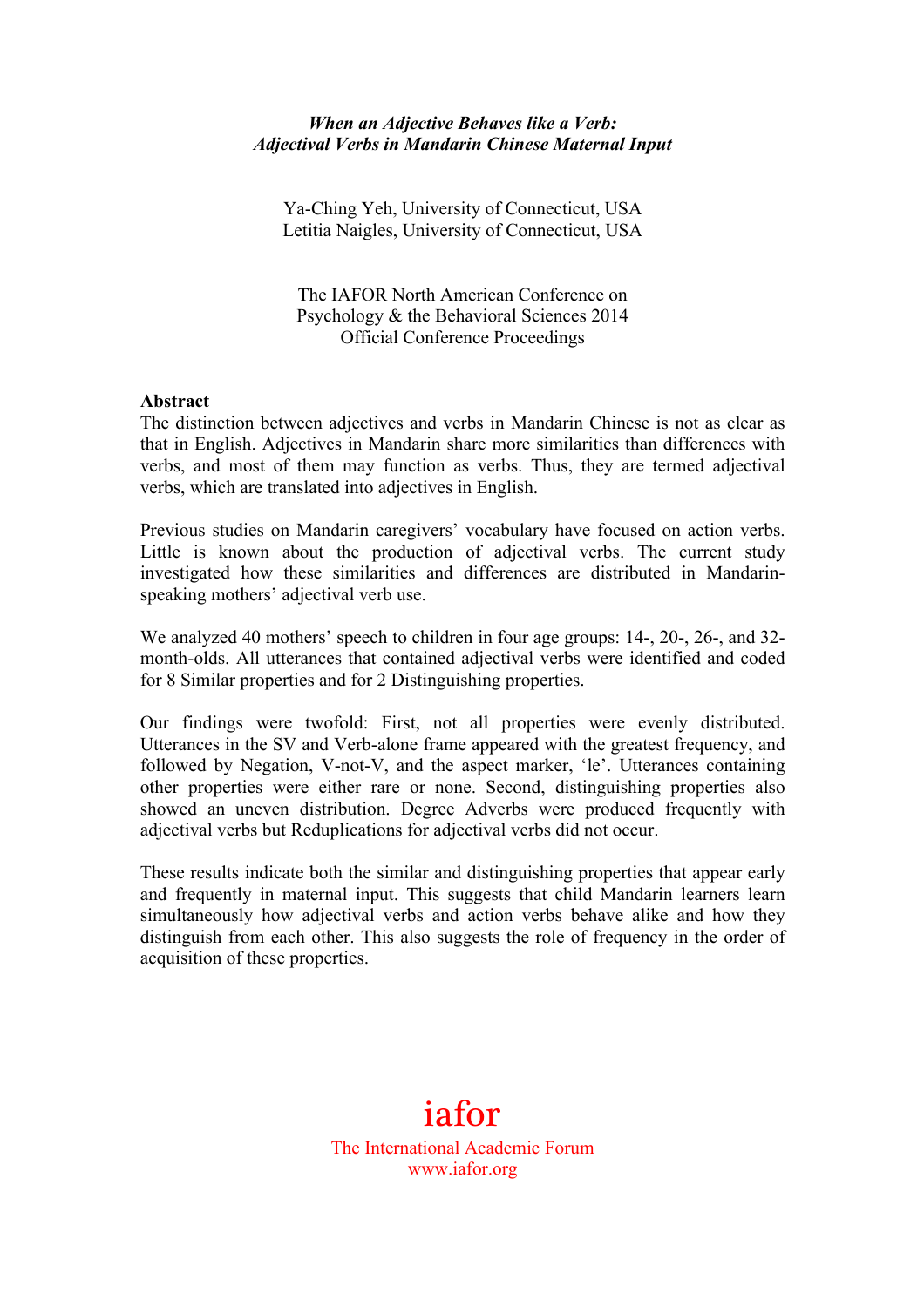***When an Adjective Behaves like a Verb:***
***Adjectival Verbs in Mandarin Chinese Maternal Input***

Ya-Ching Yeh, University of Connecticut, USA
Letitia Naigles, University of Connecticut, USA

The IAFOR North American Conference on Psychology & the Behavioral Sciences 2014
Official Conference Proceedings

**Abstract**

The distinction between adjectives and verbs in Mandarin Chinese is not as clear as that in English. Adjectives in Mandarin share more similarities than differences with verbs, and most of them may function as verbs. Thus, they are termed adjectival verbs, which are translated into adjectives in English.

Previous studies on Mandarin caregivers' vocabulary have focused on action verbs. Little is known about the production of adjectival verbs. The current study investigated how these similarities and differences are distributed in Mandarin-speaking mothers' adjectival verb use.

We analyzed 40 mothers' speech to children in four age groups: 14-, 20-, 26-, and 32-month-olds. All utterances that contained adjectival verbs were identified and coded for 8 Similar properties and for 2 Distinguishing properties.

Our findings were twofold: First, not all properties were evenly distributed. Utterances in the SV and Verb-alone frame appeared with the greatest frequency, and followed by Negation, V-not-V, and the aspect marker, 'le'. Utterances containing other properties were either rare or none. Second, distinguishing properties also showed an uneven distribution. Degree Adverbs were produced frequently with adjectival verbs but Reduplications for adjectival verbs did not occur.

These results indicate both the similar and distinguishing properties that appear early and frequently in maternal input. This suggests that child Mandarin learners learn simultaneously how adjectival verbs and action verbs behave alike and how they distinguish from each other. This also suggests the role of frequency in the order of acquisition of these properties.

iafor
The International Academic Forum
www.iafor.org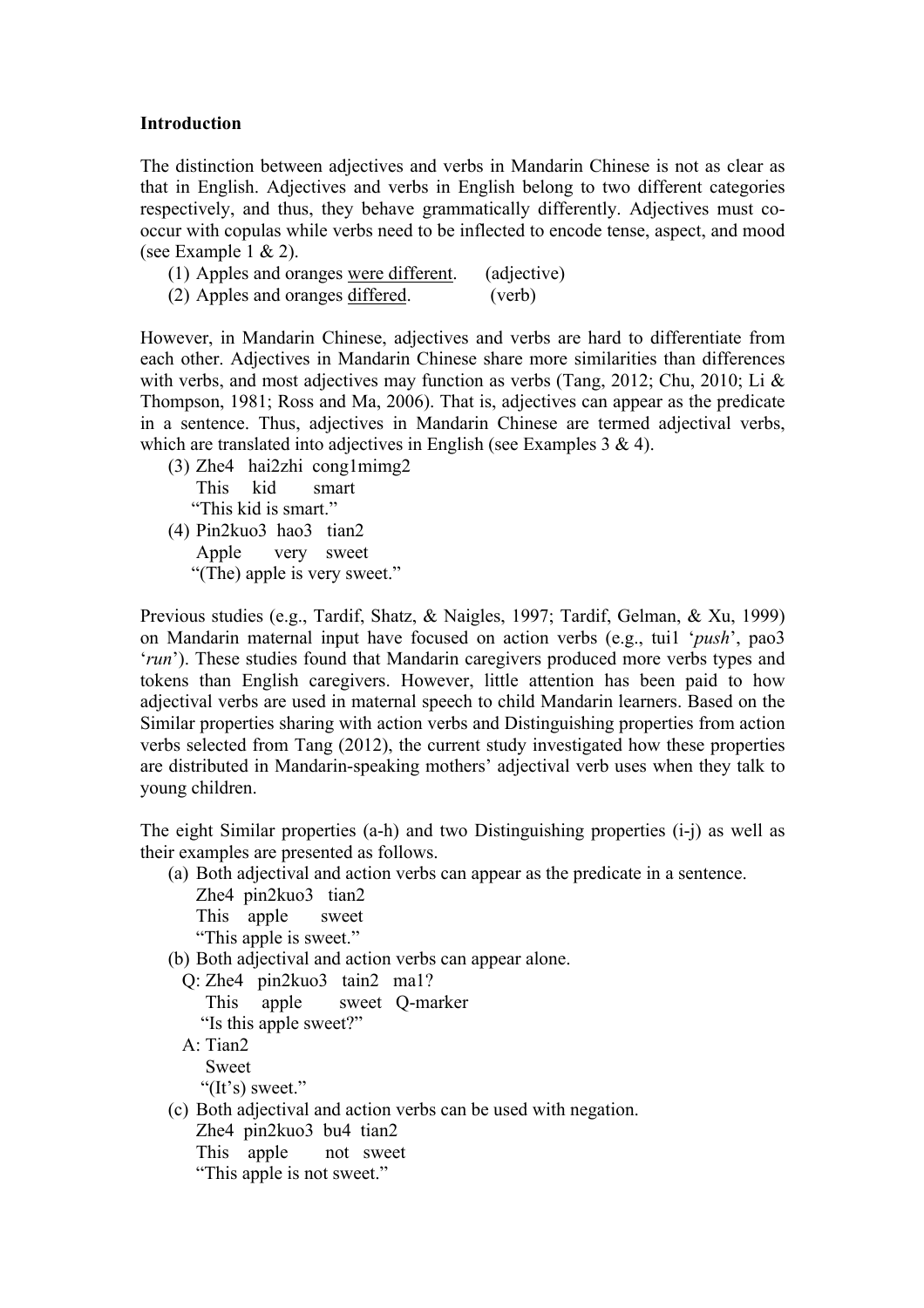**Introduction**

The distinction between adjectives and verbs in Mandarin Chinese is not as clear as that in English. Adjectives and verbs in English belong to two different categories respectively, and thus, they behave grammatically differently. Adjectives must co-occur with copulas while verbs need to be inflected to encode tense, aspect, and mood (see Example 1 & 2).

(1) Apples and oranges were different. (adjective)
(2) Apples and oranges differed. (verb)

However, in Mandarin Chinese, adjectives and verbs are hard to differentiate from each other. Adjectives in Mandarin Chinese share more similarities than differences with verbs, and most adjectives may function as verbs (Tang, 2012; Chu, 2010; Li & Thompson, 1981; Ross and Ma, 2006). That is, adjectives can appear as the predicate in a sentence. Thus, adjectives in Mandarin Chinese are termed adjectival verbs, which are translated into adjectives in English (see Examples 3 & 4).

(3) Zhe4 hai2zhi cong1mimg2
    This kid smart
    "This kid is smart."
(4) Pin2kuo3 hao3 tian2
    Apple very sweet
    "(The) apple is very sweet."

Previous studies (e.g., Tardif, Shatz, & Naigles, 1997; Tardif, Gelman, & Xu, 1999) on Mandarin maternal input have focused on action verbs (e.g., tui1 '*push*', pao3 '*run*'). These studies found that Mandarin caregivers produced more verbs types and tokens than English caregivers. However, little attention has been paid to how adjectival verbs are used in maternal speech to child Mandarin learners. Based on the Similar properties sharing with action verbs and Distinguishing properties from action verbs selected from Tang (2012), the current study investigated how these properties are distributed in Mandarin-speaking mothers' adjectival verb uses when they talk to young children.

The eight Similar properties (a-h) and two Distinguishing properties (i-j) as well as their examples are presented as follows.

(a) Both adjectival and action verbs can appear as the predicate in a sentence.
    Zhe4 pin2kuo3 tian2
    This apple sweet
    "This apple is sweet."
(b) Both adjectival and action verbs can appear alone.
    Q: Zhe4 pin2kuo3 tain2 ma1?
       This apple sweet Q-marker
       "Is this apple sweet?"
    A: Tian2
       Sweet
       "(It's) sweet."
(c) Both adjectival and action verbs can be used with negation.
    Zhe4 pin2kuo3 bu4 tian2
    This apple not sweet
    "This apple is not sweet."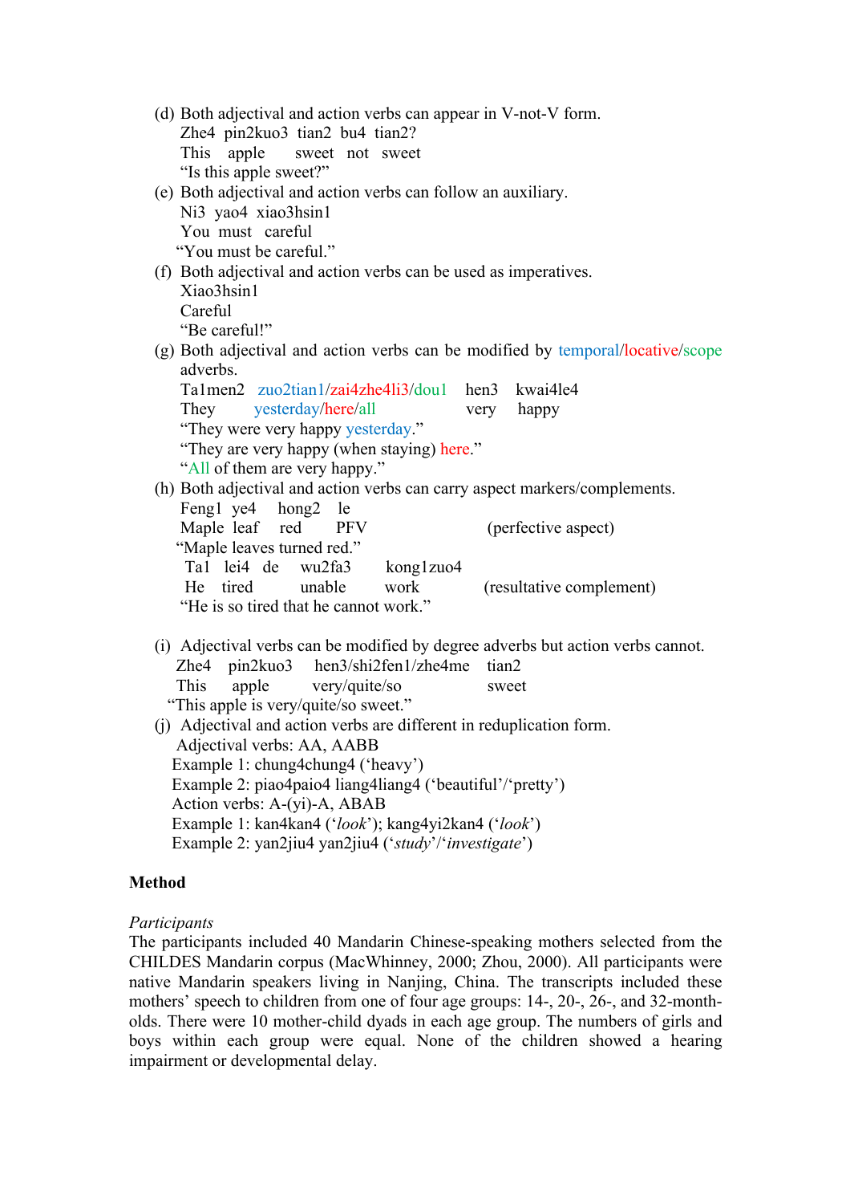(d) Both adjectival and action verbs can appear in V-not-V form.
    Zhe4 pin2kuo3 tian2 bu4 tian2?
    This apple sweet not sweet
    "Is this apple sweet?"

(e) Both adjectival and action verbs can follow an auxiliary.
    Ni3 yao4 xiao3hsin1
    You must careful
    "You must be careful."

(f) Both adjectival and action verbs can be used as imperatives.
    Xiao3hsin1
    Careful
    "Be careful!"

(g) Both adjectival and action verbs can be modified by temporal/locative/scope adverbs.
    Ta1men2 zuo2tian1/zai4zhe4li3/dou1 hen3 kwai4le4
    They yesterday/here/all very happy
    "They were very happy yesterday."
    "They are very happy (when staying) here."
    "All of them are very happy."

(h) Both adjectival and action verbs can carry aspect markers/complements.
    Feng1 ye4 hong2 le
    Maple leaf red PFV (perfective aspect)
    "Maple leaves turned red."
    Ta1 lei4 de wu2fa3 kong1zuo4
    He tired unable work (resultative complement)
    "He is so tired that he cannot work."

(i) Adjectival verbs can be modified by degree adverbs but action verbs cannot.
    Zhe4 pin2kuo3 hen3/shi2fen1/zhe4me tian2
    This apple very/quite/so sweet
    "This apple is very/quite/so sweet."

(j) Adjectival and action verbs are different in reduplication form.
    Adjectival verbs: AA, AABB
    Example 1: chung4chung4 ('heavy')
    Example 2: piao4paio4 liang4liang4 ('beautiful'/'pretty')
    Action verbs: A-(yi)-A, ABAB
    Example 1: kan4kan4 ('*look*'); kang4yi2kan4 ('*look*')
    Example 2: yan2jiu4 yan2jiu4 ('*study*'/'*investigate*')

**Method**

*Participants*

The participants included 40 Mandarin Chinese-speaking mothers selected from the CHILDES Mandarin corpus (MacWhinney, 2000; Zhou, 2000). All participants were native Mandarin speakers living in Nanjing, China. The transcripts included these mothers' speech to children from one of four age groups: 14-, 20-, 26-, and 32-month-olds. There were 10 mother-child dyads in each age group. The numbers of girls and boys within each group were equal. None of the children showed a hearing impairment or developmental delay.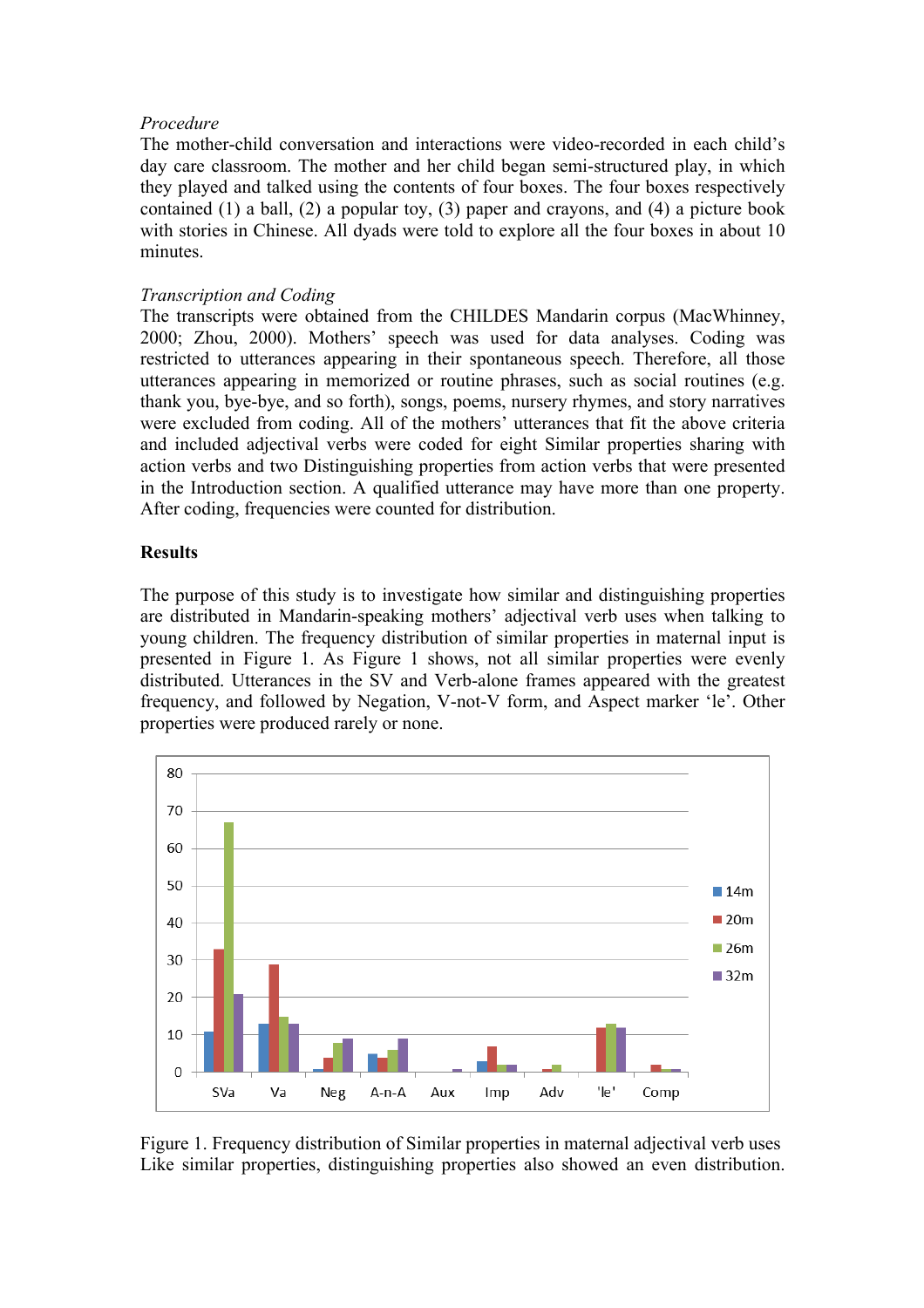*Procedure*
The mother-child conversation and interactions were video-recorded in each child's day care classroom. The mother and her child began semi-structured play, in which they played and talked using the contents of four boxes. The four boxes respectively contained (1) a ball, (2) a popular toy, (3) paper and crayons, and (4) a picture book with stories in Chinese. All dyads were told to explore all the four boxes in about 10 minutes.

*Transcription and Coding*
The transcripts were obtained from the CHILDES Mandarin corpus (MacWhinney, 2000; Zhou, 2000). Mothers' speech was used for data analyses. Coding was restricted to utterances appearing in their spontaneous speech. Therefore, all those utterances appearing in memorized or routine phrases, such as social routines (e.g. thank you, bye-bye, and so forth), songs, poems, nursery rhymes, and story narratives were excluded from coding. All of the mothers' utterances that fit the above criteria and included adjectival verbs were coded for eight Similar properties sharing with action verbs and two Distinguishing properties from action verbs that were presented in the Introduction section. A qualified utterance may have more than one property. After coding, frequencies were counted for distribution.

**Results**

The purpose of this study is to investigate how similar and distinguishing properties are distributed in Mandarin-speaking mothers' adjectival verb uses when talking to young children. The frequency distribution of similar properties in maternal input is presented in Figure 1. As Figure 1 shows, not all similar properties were evenly distributed. Utterances in the SV and Verb-alone frames appeared with the greatest frequency, and followed by Negation, V-not-V form, and Aspect marker 'le'. Other properties were produced rarely or none.

Figure 1. Frequency distribution of Similar properties in maternal adjectival verb uses

Like similar properties, distinguishing properties also showed an even distribution.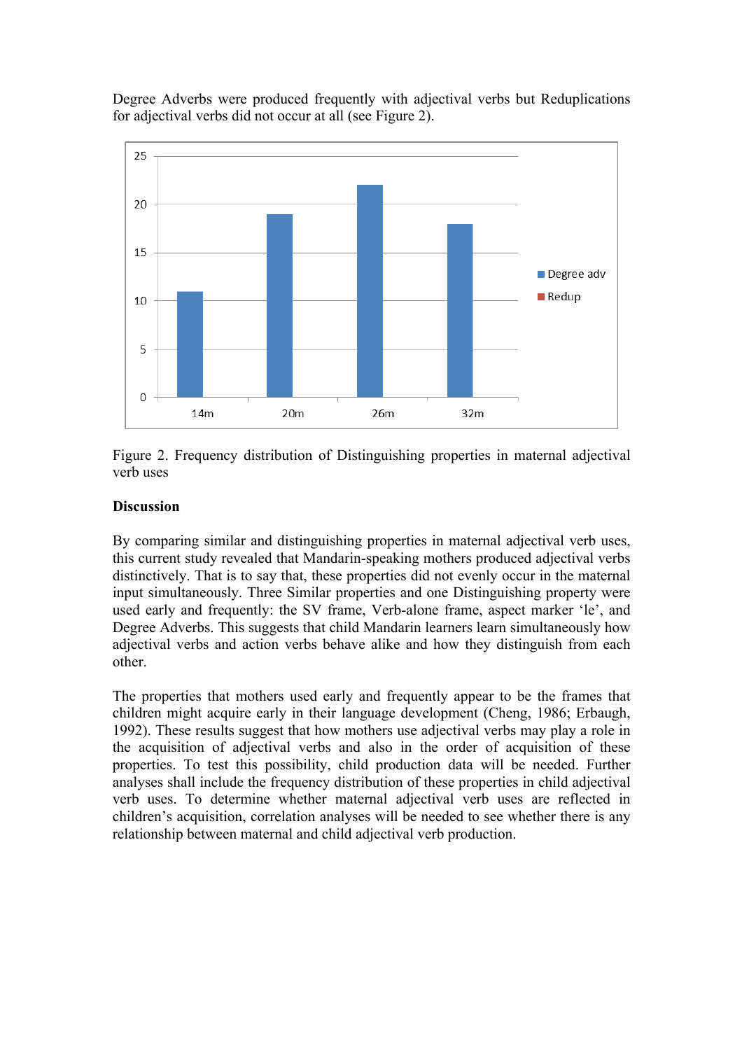Degree Adverbs were produced frequently with adjectival verbs but Reduplications for adjectival verbs did not occur at all (see Figure 2).

Figure 2. Frequency distribution of Distinguishing properties in maternal adjectival verb uses

**Discussion**

By comparing similar and distinguishing properties in maternal adjectival verb uses, this current study revealed that Mandarin-speaking mothers produced adjectival verbs distinctively. That is to say that, these properties did not evenly occur in the maternal input simultaneously. Three Similar properties and one Distinguishing property were used early and frequently: the SV frame, Verb-alone frame, aspect marker 'le', and Degree Adverbs. This suggests that child Mandarin learners learn simultaneously how adjectival verbs and action verbs behave alike and how they distinguish from each other.

The properties that mothers used early and frequently appear to be the frames that children might acquire early in their language development (Cheng, 1986; Erbaugh, 1992). These results suggest that how mothers use adjectival verbs may play a role in the acquisition of adjectival verbs and also in the order of acquisition of these properties. To test this possibility, child production data will be needed. Further analyses shall include the frequency distribution of these properties in child adjectival verb uses. To determine whether maternal adjectival verb uses are reflected in children's acquisition, correlation analyses will be needed to see whether there is any relationship between maternal and child adjectival verb production.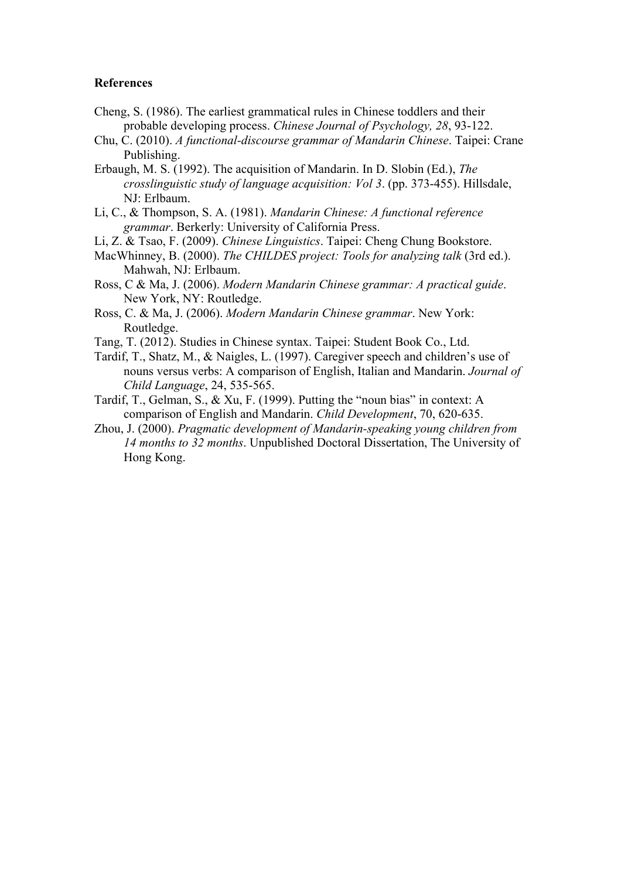**References**

Cheng, S. (1986). The earliest grammatical rules in Chinese toddlers and their probable developing process. *Chinese Journal of Psychology, 28*, 93-122.

Chu, C. (2010). *A functional-discourse grammar of Mandarin Chinese*. Taipei: Crane Publishing.

Erbaugh, M. S. (1992). The acquisition of Mandarin. In D. Slobin (Ed.), *The crosslinguistic study of language acquisition: Vol 3*. (pp. 373-455). Hillsdale, NJ: Erlbaum.

Li, C., & Thompson, S. A. (1981). *Mandarin Chinese: A functional reference grammar*. Berkerly: University of California Press.

Li, Z. & Tsao, F. (2009). *Chinese Linguistics*. Taipei: Cheng Chung Bookstore.

MacWhinney, B. (2000). *The CHILDES project: Tools for analyzing talk* (3rd ed.). Mahwah, NJ: Erlbaum.

Ross, C & Ma, J. (2006). *Modern Mandarin Chinese grammar: A practical guide*. New York, NY: Routledge.

Ross, C. & Ma, J. (2006). *Modern Mandarin Chinese grammar*. New York: Routledge.

Tang, T. (2012). Studies in Chinese syntax. Taipei: Student Book Co., Ltd.

Tardif, T., Shatz, M., & Naigles, L. (1997). Caregiver speech and children's use of nouns versus verbs: A comparison of English, Italian and Mandarin. *Journal of Child Language*, 24, 535-565.

Tardif, T., Gelman, S., & Xu, F. (1999). Putting the "noun bias" in context: A comparison of English and Mandarin. *Child Development*, 70, 620-635.

Zhou, J. (2000). *Pragmatic development of Mandarin-speaking young children from 14 months to 32 months*. Unpublished Doctoral Dissertation, The University of Hong Kong.